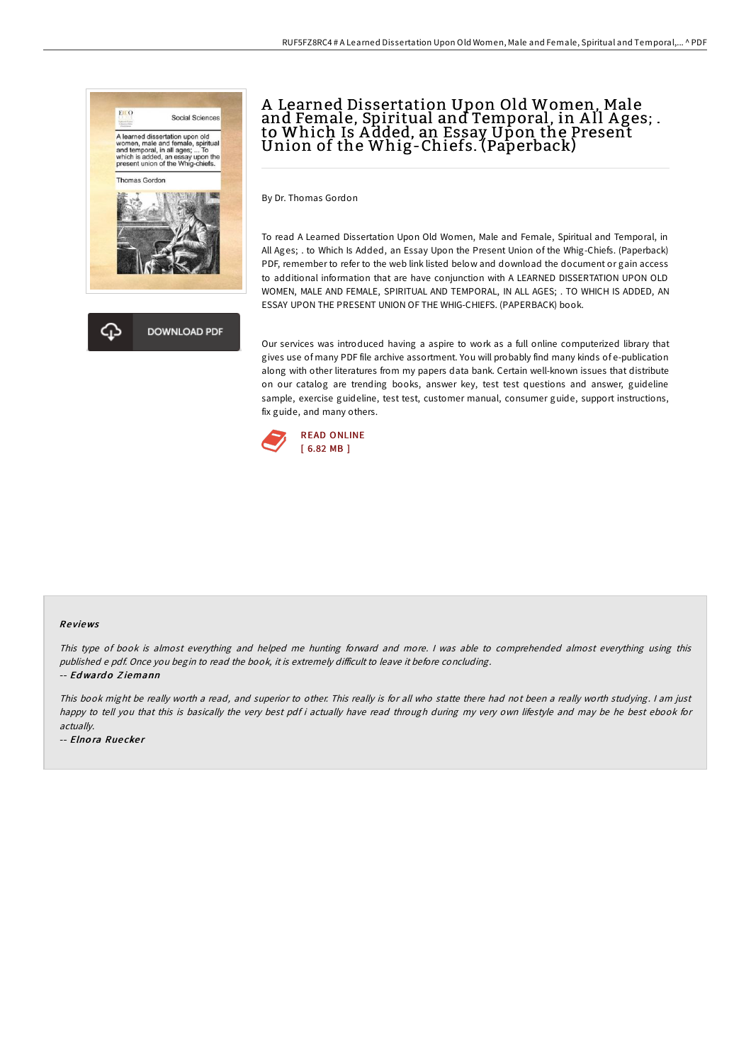# A Learned Dissertation Upon Old Women, Male and Female, Spiritual and Temporal, in All Ages; . to Which Is Added, an Essay Upon the Present Union of the Whig-Chiefs. (Paperback)

By Dr. Thomas Gordon

To read A Learned Dissertation Upon Old Women, Male and Female, Spiritual and Temporal, in All Ages; . to Which Is Added, an Essay Upon the Present Union of the Whig-Chiefs. (Paperback) PDF, remember to refer to the web link listed below and download the document or gain access to additional information that are have conjunction with A LEARNED DISSERTATION UPON OLD WOMEN, MALE AND FEMALE, SPIRITUAL AND TEMPORAL, IN ALL AGES; . TO WHICH IS ADDED, AN ESSAY UPON THE PRESENT UNION OF THE WHIG-CHIEFS. (PAPERBACK) book.

Our services was introduced having a aspire to work as a full online computerized library that gives use of many PDF file archive assortment. You will probably find many kinds of e-publication along with other literatures from my papers data bank. Certain well-known issues that distribute on our catalog are trending books, answer key, test test questions and answer, guideline sample, exercise guideline, test test, customer manual, consumer guide, support instructions, fix guide, and many others.

DOWNLOAD PDF

READ ONLINE
[ 6.82 MB ]

## Reviews

*This type of book is almost everything and helped me hunting forward and more. I was able to comprehended almost everything using this published e pdf. Once you begin to read the book, it is extremely difficult to leave it before concluding.*

-- ***Edwardo Ziemann***

*This book might be really worth a read, and superior to other. This really is for all who statte there had not been a really worth studying. I am just happy to tell you that this is basically the very best pdf i actually have read through during my very own lifestyle and may be he best ebook for actually.*

-- ***Elnora Ruecker***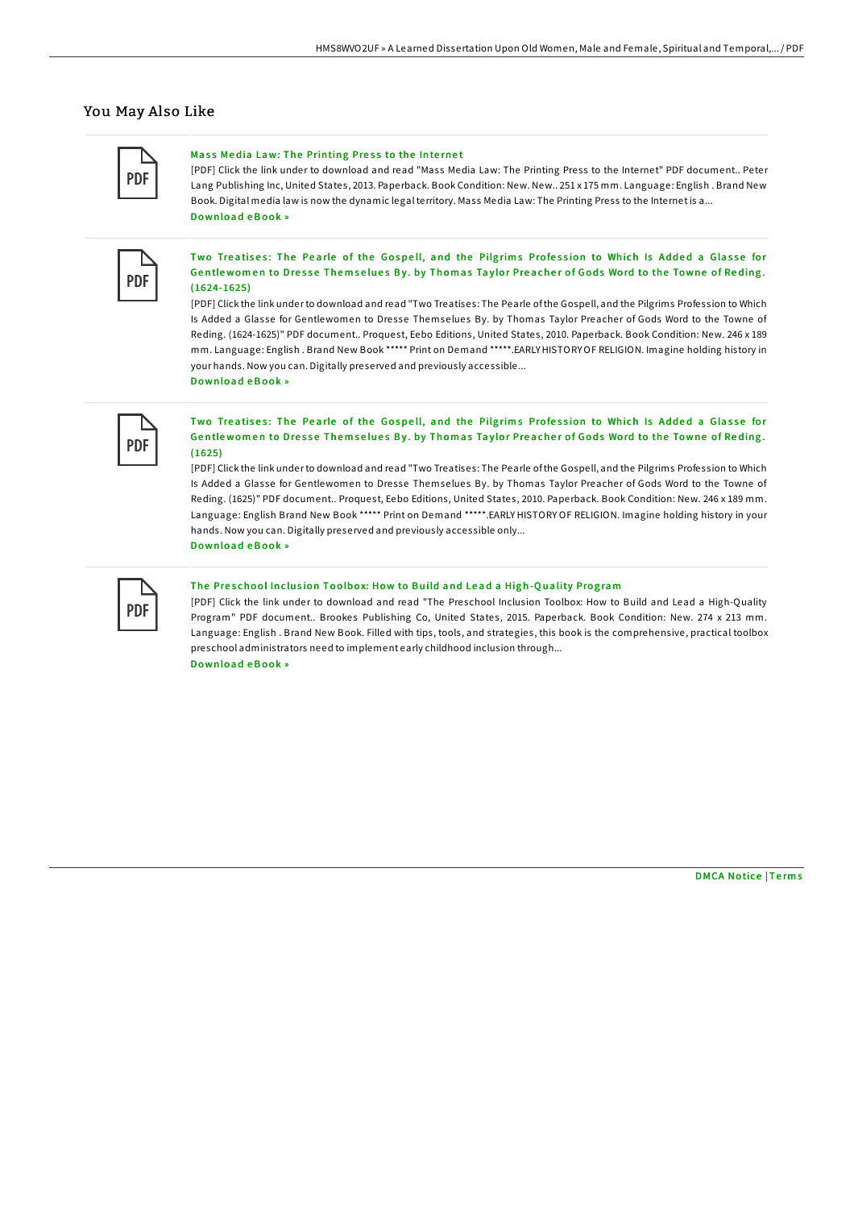## You May Also Like

### Mass Media Law: The Printing Press to the Internet

[PDF] Click the link under to download and read "Mass Media Law: The Printing Press to the Internet" PDF document.. Peter Lang Publishing Inc, United States, 2013. Paperback. Book Condition: New. New.. 251 x 175 mm. Language: English . Brand New Book. Digital media law is now the dynamic legal territory. Mass Media Law: The Printing Press to the Internet is a...

Download eBook »

### Two Treatises: The Pearle of the Gospell, and the Pilgrims Profession to Which Is Added a Glasse for Gentlewomen to Dresse Themselues By. by Thomas Taylor Preacher of Gods Word to the Towne of Reding. (1624-1625)

[PDF] Click the link under to download and read "Two Treatises: The Pearle of the Gospell, and the Pilgrims Profession to Which Is Added a Glasse for Gentlewomen to Dresse Themselues By. by Thomas Taylor Preacher of Gods Word to the Towne of Reding. (1624-1625)" PDF document.. Proquest, Eebo Editions, United States, 2010. Paperback. Book Condition: New. 246 x 189 mm. Language: English . Brand New Book ***** Print on Demand *****.EARLY HISTORY OF RELIGION. Imagine holding history in your hands. Now you can. Digitally preserved and previously accessible...

Download eBook »

### Two Treatises: The Pearle of the Gospell, and the Pilgrims Profession to Which Is Added a Glasse for Gentlewomen to Dresse Themselues By. by Thomas Taylor Preacher of Gods Word to the Towne of Reding. (1625)

[PDF] Click the link under to download and read "Two Treatises: The Pearle of the Gospell, and the Pilgrims Profession to Which Is Added a Glasse for Gentlewomen to Dresse Themselues By. by Thomas Taylor Preacher of Gods Word to the Towne of Reding. (1625)" PDF document.. Proquest, Eebo Editions, United States, 2010. Paperback. Book Condition: New. 246 x 189 mm. Language: English Brand New Book ***** Print on Demand *****.EARLY HISTORY OF RELIGION. Imagine holding history in your hands. Now you can. Digitally preserved and previously accessible only...

Download eBook »

### The Preschool Inclusion Toolbox: How to Build and Lead a High-Quality Program

[PDF] Click the link under to download and read "The Preschool Inclusion Toolbox: How to Build and Lead a High-Quality Program" PDF document.. Brookes Publishing Co, United States, 2015. Paperback. Book Condition: New. 274 x 213 mm. Language: English . Brand New Book. Filled with tips, tools, and strategies, this book is the comprehensive, practical toolbox preschool administrators need to implement early childhood inclusion through...

Download eBook »

DMCA Notice | Terms